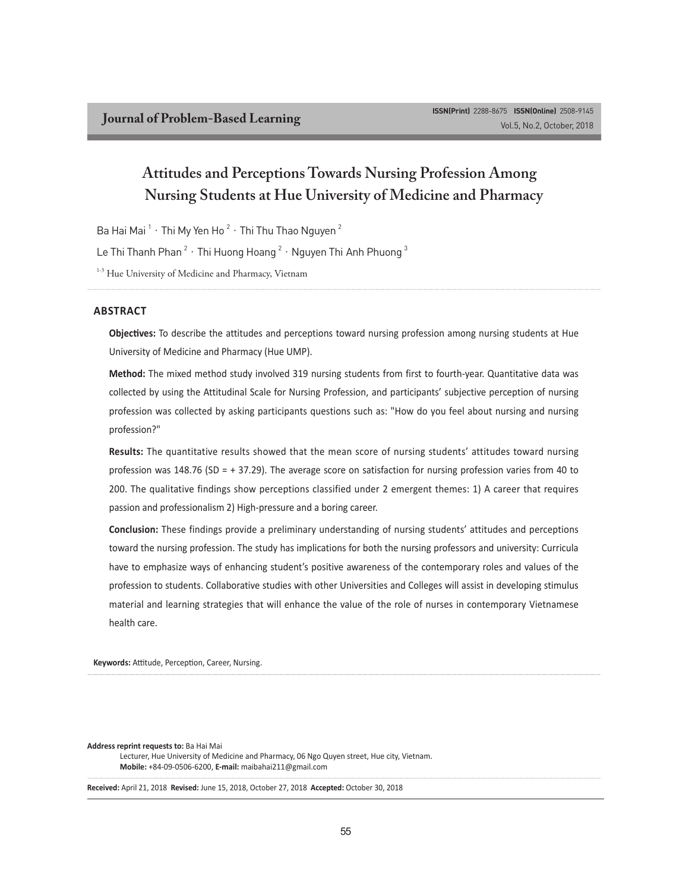# Attitudes and Perceptions Towards Nursing Profession Among Nursing Students at Hue University of Medicine and Pharmacy

Ba Hai Mai [1] · Thi My Yen Ho [2] · Thi Thu Thao Nguyen [2]

Le Thi Thanh Phan [2] · Thi Huong Hoang [2] · Nguyen Thi Anh Phuong [3]

[1-3] Hue University of Medicine and Pharmacy, Vietnam

## ABSTRACT

**Objectives:** To describe the attitudes and perceptions toward nursing profession among nursing students at Hue University of Medicine and Pharmacy (Hue UMP).

**Method:** The mixed method study involved 319 nursing students from first to fourth-year. Quantitative data was collected by using the Attitudinal Scale for Nursing Profession, and participants' subjective perception of nursing profession was collected by asking participants questions such as: "How do you feel about nursing and nursing profession?"

**Results:** The quantitative results showed that the mean score of nursing students' attitudes toward nursing profession was 148.76 (SD = + 37.29). The average score on satisfaction for nursing profession varies from 40 to 200. The qualitative findings show perceptions classified under 2 emergent themes: 1) A career that requires passion and professionalism 2) High-pressure and a boring career.

**Conclusion:** These findings provide a preliminary understanding of nursing students' attitudes and perceptions toward the nursing profession. The study has implications for both the nursing professors and university: Curricula have to emphasize ways of enhancing student's positive awareness of the contemporary roles and values of the profession to students. Collaborative studies with other Universities and Colleges will assist in developing stimulus material and learning strategies that will enhance the value of the role of nurses in contemporary Vietnamese health care.

**Keywords:** Attitude, Perception, Career, Nursing.

**Address reprint requests to:** Ba Hai Mai
Lecturer, Hue University of Medicine and Pharmacy, 06 Ngo Quyen street, Hue city, Vietnam.
**Mobile:** +84-09-0506-6200, **E-mail:** maibahai211@gmail.com

**Received:** April 21, 2018 **Revised:** June 15, 2018, October 27, 2018 **Accepted:** October 30, 2018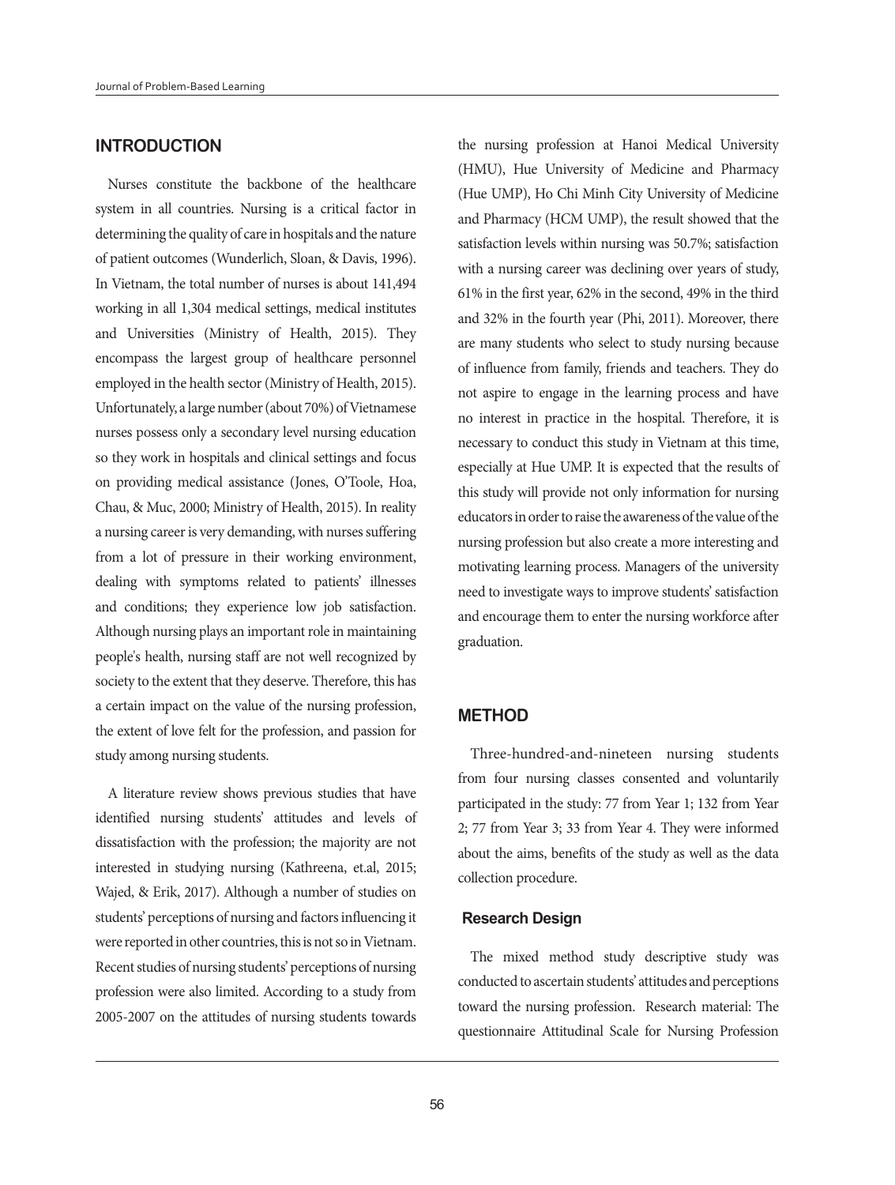## INTRODUCTION

Nurses constitute the backbone of the healthcare system in all countries. Nursing is a critical factor in determining the quality of care in hospitals and the nature of patient outcomes (Wunderlich, Sloan, & Davis, 1996). In Vietnam, the total number of nurses is about 141,494 working in all 1,304 medical settings, medical institutes and Universities (Ministry of Health, 2015). They encompass the largest group of healthcare personnel employed in the health sector (Ministry of Health, 2015). Unfortunately, a large number (about 70%) of Vietnamese nurses possess only a secondary level nursing education so they work in hospitals and clinical settings and focus on providing medical assistance (Jones, O'Toole, Hoa, Chau, & Muc, 2000; Ministry of Health, 2015). In reality a nursing career is very demanding, with nurses suffering from a lot of pressure in their working environment, dealing with symptoms related to patients' illnesses and conditions; they experience low job satisfaction. Although nursing plays an important role in maintaining people's health, nursing staff are not well recognized by society to the extent that they deserve. Therefore, this has a certain impact on the value of the nursing profession, the extent of love felt for the profession, and passion for study among nursing students.

A literature review shows previous studies that have identified nursing students' attitudes and levels of dissatisfaction with the profession; the majority are not interested in studying nursing (Kathreena, et.al, 2015; Wajed, & Erik, 2017). Although a number of studies on students' perceptions of nursing and factors influencing it were reported in other countries, this is not so in Vietnam. Recent studies of nursing students' perceptions of nursing profession were also limited. According to a study from 2005-2007 on the attitudes of nursing students towards the nursing profession at Hanoi Medical University (HMU), Hue University of Medicine and Pharmacy (Hue UMP), Ho Chi Minh City University of Medicine and Pharmacy (HCM UMP), the result showed that the satisfaction levels within nursing was 50.7%; satisfaction with a nursing career was declining over years of study, 61% in the first year, 62% in the second, 49% in the third and 32% in the fourth year (Phi, 2011). Moreover, there are many students who select to study nursing because of influence from family, friends and teachers. They do not aspire to engage in the learning process and have no interest in practice in the hospital. Therefore, it is necessary to conduct this study in Vietnam at this time, especially at Hue UMP. It is expected that the results of this study will provide not only information for nursing educators in order to raise the awareness of the value of the nursing profession but also create a more interesting and motivating learning process. Managers of the university need to investigate ways to improve students' satisfaction and encourage them to enter the nursing workforce after graduation.

## METHOD

Three-hundred-and-nineteen nursing students from four nursing classes consented and voluntarily participated in the study: 77 from Year 1; 132 from Year 2; 77 from Year 3; 33 from Year 4. They were informed about the aims, benefits of the study as well as the data collection procedure.

### Research Design

The mixed method study descriptive study was conducted to ascertain students' attitudes and perceptions toward the nursing profession. Research material: The questionnaire Attitudinal Scale for Nursing Profession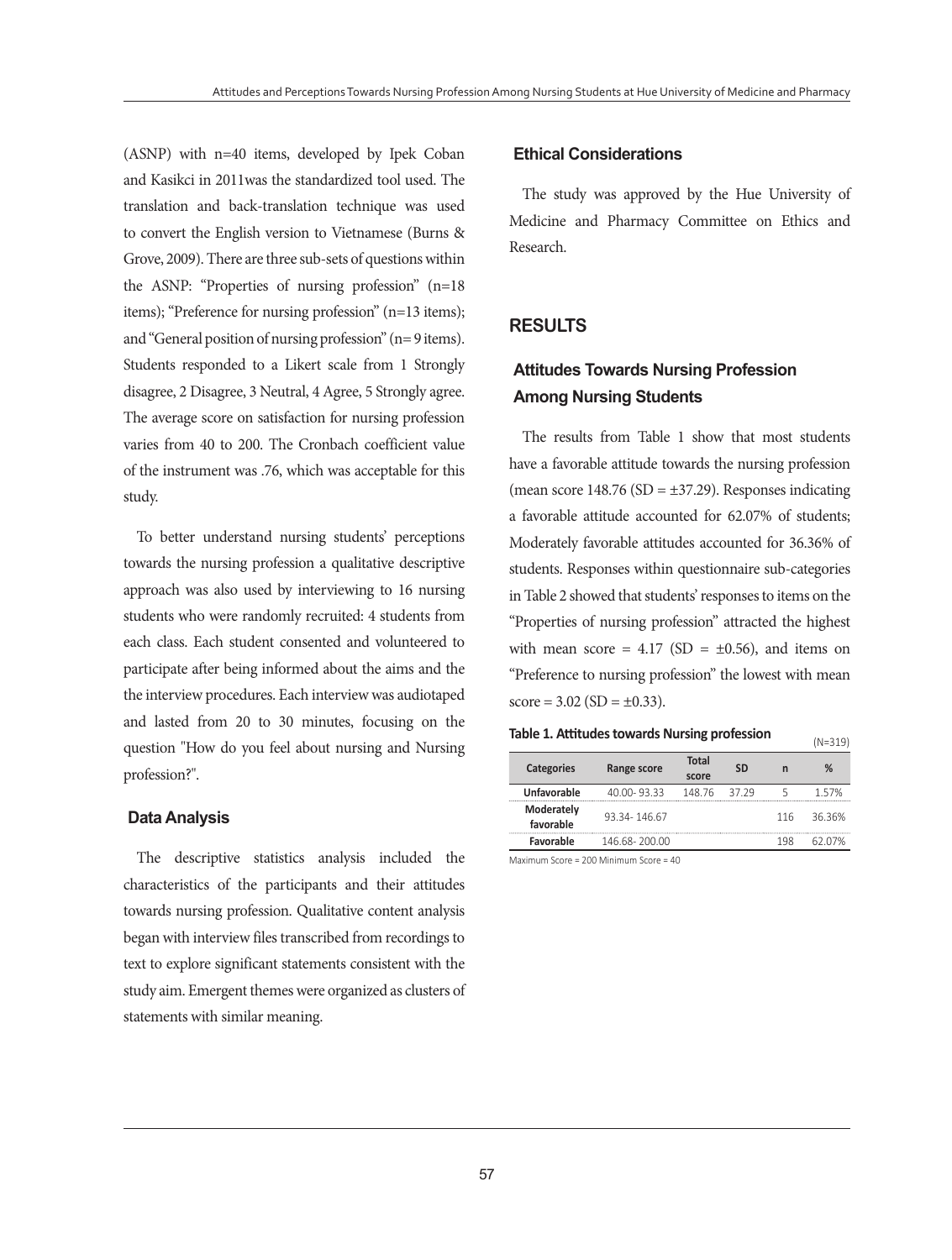(ASNP) with n=40 items, developed by Ipek Coban and Kasikci in 2011was the standardized tool used. The translation and back-translation technique was used to convert the English version to Vietnamese (Burns & Grove, 2009). There are three sub-sets of questions within the ASNP: "Properties of nursing profession" (n=18 items); "Preference for nursing profession" (n=13 items); and "General position of nursing profession" (n= 9 items). Students responded to a Likert scale from 1 Strongly disagree, 2 Disagree, 3 Neutral, 4 Agree, 5 Strongly agree. The average score on satisfaction for nursing profession varies from 40 to 200. The Cronbach coefficient value of the instrument was .76, which was acceptable for this study.

To better understand nursing students' perceptions towards the nursing profession a qualitative descriptive approach was also used by interviewing to 16 nursing students who were randomly recruited: 4 students from each class. Each student consented and volunteered to participate after being informed about the aims and the the interview procedures. Each interview was audiotaped and lasted from 20 to 30 minutes, focusing on the question "How do you feel about nursing and Nursing profession?".

### Data Analysis

The descriptive statistics analysis included the characteristics of the participants and their attitudes towards nursing profession. Qualitative content analysis began with interview files transcribed from recordings to text to explore significant statements consistent with the study aim. Emergent themes were organized as clusters of statements with similar meaning.

### Ethical Considerations

The study was approved by the Hue University of Medicine and Pharmacy Committee on Ethics and Research.

## RESULTS

### Attitudes Towards Nursing Profession Among Nursing Students

The results from Table 1 show that most students have a favorable attitude towards the nursing profession (mean score 148.76 (SD = ±37.29). Responses indicating a favorable attitude accounted for 62.07% of students; Moderately favorable attitudes accounted for 36.36% of students. Responses within questionnaire sub-categories in Table 2 showed that students' responses to items on the "Properties of nursing profession" attracted the highest with mean score = 4.17 (SD = ±0.56), and items on "Preference to nursing profession" the lowest with mean score = 3.02 (SD = ±0.33).

**Table 1. Attitudes towards Nursing profession** (N=319)

| Categories | Range score | Total score | SD | n | % |
|---|---|---|---|---|---|
| Unfavorable | 40.00- 93.33 | 148.76 | 37.29 | 5 | 1.57% |
| Moderately favorable | 93.34- 146.67 | | | 116 | 36.36% |
| Favorable | 146.68- 200.00 | | | 198 | 62.07% |

Maximum Score = 200 Minimum Score = 40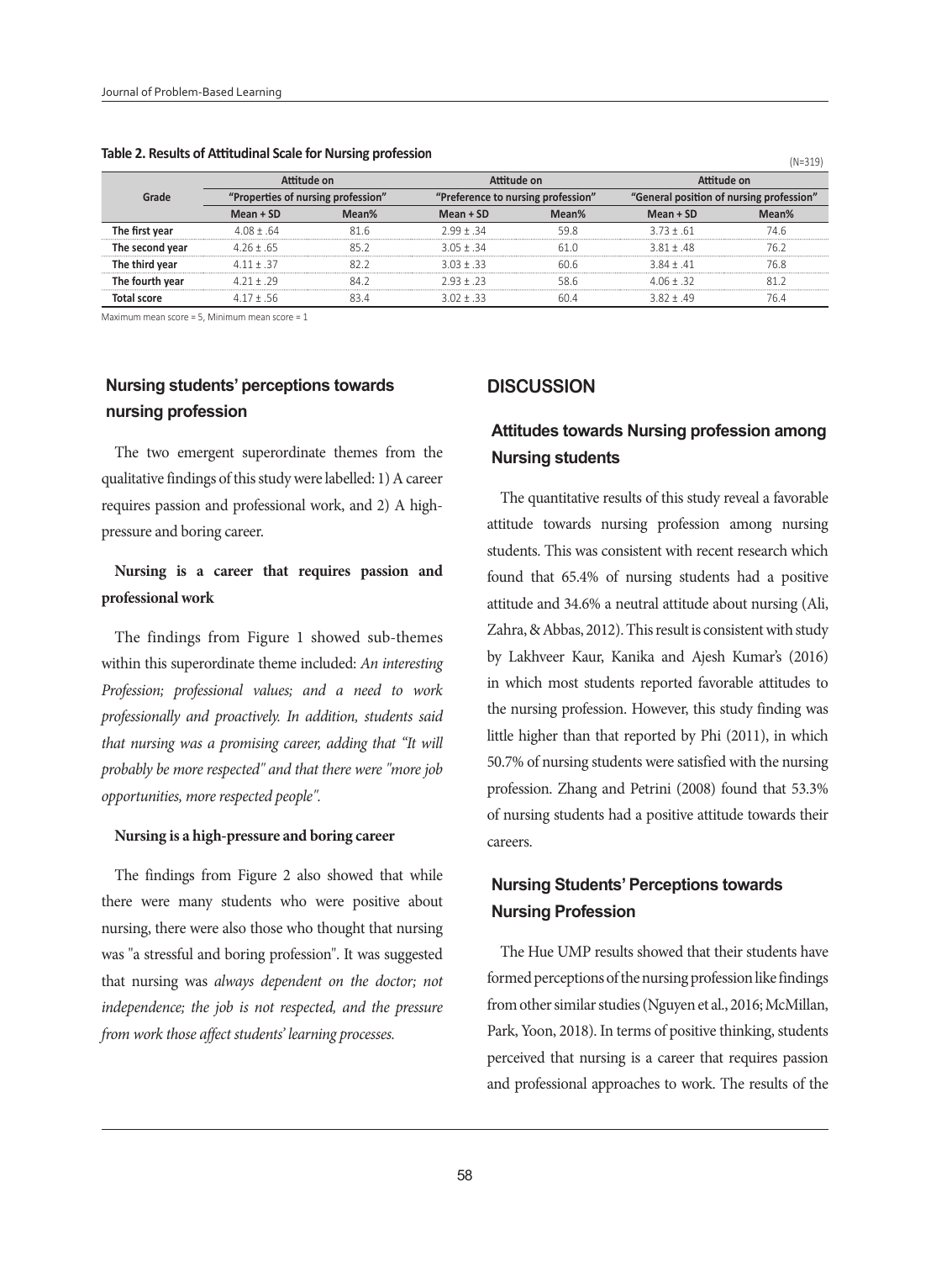**Table 2. Results of Attitudinal Scale for Nursing profession**

(N=319)

| Grade | Attitude on "Properties of nursing profession" | | Attitude on "Preference to nursing profession" | | Attitude on "General position of nursing profession" | |
|---|---|---|---|---|---|---|
| | Mean + SD | Mean% | Mean + SD | Mean% | Mean + SD | Mean% |
| **The first year** | 4.08 ± .64 | 81.6 | 2.99 ± .34 | 59.8 | 3.73 ± .61 | 74.6 |
| **The second year** | 4.26 ± .65 | 85.2 | 3.05 ± .34 | 61.0 | 3.81 ± .48 | 76.2 |
| **The third year** | 4.11 ± .37 | 82.2 | 3.03 ± .33 | 60.6 | 3.84 ± .41 | 76.8 |
| **The fourth year** | 4.21 ± .29 | 84.2 | 2.93 ± .23 | 58.6 | 4.06 ± .32 | 81.2 |
| **Total score** | 4.17 ± .56 | 83.4 | 3.02 ± .33 | 60.4 | 3.82 ± .49 | 76.4 |

Maximum mean score = 5, Minimum mean score = 1

## Nursing students' perceptions towards nursing profession

The two emergent superordinate themes from the qualitative findings of this study were labelled: 1) A career requires passion and professional work, and 2) A high-pressure and boring career.

### Nursing is a career that requires passion and professional work

The findings from Figure 1 showed sub-themes within this superordinate theme included: *An interesting Profession; professional values; and a need to work professionally and proactively. In addition, students said that nursing was a promising career, adding that "It will probably be more respected" and that there were "more job opportunities, more respected people".*

### Nursing is a high-pressure and boring career

The findings from Figure 2 also showed that while there were many students who were positive about nursing, there were also those who thought that nursing was "a stressful and boring profession". It was suggested that nursing was *always dependent on the doctor; not independence; the job is not respected, and the pressure from work those affect students' learning processes.*

## DISCUSSION

### Attitudes towards Nursing profession among Nursing students

The quantitative results of this study reveal a favorable attitude towards nursing profession among nursing students. This was consistent with recent research which found that 65.4% of nursing students had a positive attitude and 34.6% a neutral attitude about nursing (Ali, Zahra, & Abbas, 2012). This result is consistent with study by Lakhveer Kaur, Kanika and Ajesh Kumar's (2016) in which most students reported favorable attitudes to the nursing profession. However, this study finding was little higher than that reported by Phi (2011), in which 50.7% of nursing students were satisfied with the nursing profession. Zhang and Petrini (2008) found that 53.3% of nursing students had a positive attitude towards their careers.

### Nursing Students' Perceptions towards Nursing Profession

The Hue UMP results showed that their students have formed perceptions of the nursing profession like findings from other similar studies (Nguyen et al., 2016; McMillan, Park, Yoon, 2018). In terms of positive thinking, students perceived that nursing is a career that requires passion and professional approaches to work. The results of the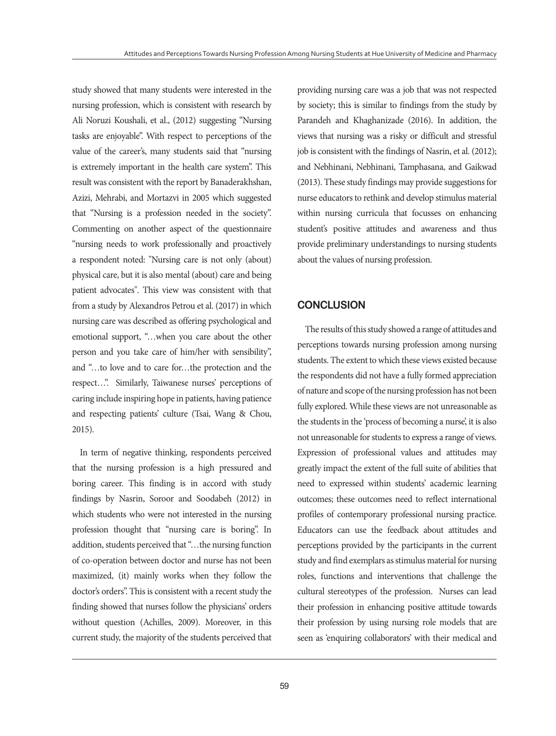study showed that many students were interested in the nursing profession, which is consistent with research by Ali Noruzi Koushali, et al., (2012) suggesting "Nursing tasks are enjoyable". With respect to perceptions of the value of the career's, many students said that "nursing is extremely important in the health care system". This result was consistent with the report by Banaderakhshan, Azizi, Mehrabi, and Mortazvi in 2005 which suggested that "Nursing is a profession needed in the society". Commenting on another aspect of the questionnaire "nursing needs to work professionally and proactively a respondent noted: "Nursing care is not only (about) physical care, but it is also mental (about) care and being patient advocates". This view was consistent with that from a study by Alexandros Petrou et al. (2017) in which nursing care was described as offering psychological and emotional support, "…when you care about the other person and you take care of him/her with sensibility", and "…to love and to care for…the protection and the respect…". Similarly, Taiwanese nurses' perceptions of caring include inspiring hope in patients, having patience and respecting patients' culture (Tsai, Wang & Chou, 2015).

In term of negative thinking, respondents perceived that the nursing profession is a high pressured and boring career. This finding is in accord with study findings by Nasrin, Soroor and Soodabeh (2012) in which students who were not interested in the nursing profession thought that "nursing care is boring". In addition, students perceived that "…the nursing function of co-operation between doctor and nurse has not been maximized, (it) mainly works when they follow the doctor's orders". This is consistent with a recent study the finding showed that nurses follow the physicians' orders without question (Achilles, 2009). Moreover, in this current study, the majority of the students perceived that providing nursing care was a job that was not respected by society; this is similar to findings from the study by Parandeh and Khaghanizade (2016). In addition, the views that nursing was a risky or difficult and stressful job is consistent with the findings of Nasrin, et al. (2012); and Nebhinani, Nebhinani, Tamphasana, and Gaikwad (2013). These study findings may provide suggestions for nurse educators to rethink and develop stimulus material within nursing curricula that focusses on enhancing student's positive attitudes and awareness and thus provide preliminary understandings to nursing students about the values of nursing profession.

## CONCLUSION

The results of this study showed a range of attitudes and perceptions towards nursing profession among nursing students. The extent to which these views existed because the respondents did not have a fully formed appreciation of nature and scope of the nursing profession has not been fully explored. While these views are not unreasonable as the students in the 'process of becoming a nurse', it is also not unreasonable for students to express a range of views. Expression of professional values and attitudes may greatly impact the extent of the full suite of abilities that need to expressed within students' academic learning outcomes; these outcomes need to reflect international profiles of contemporary professional nursing practice. Educators can use the feedback about attitudes and perceptions provided by the participants in the current study and find exemplars as stimulus material for nursing roles, functions and interventions that challenge the cultural stereotypes of the profession. Nurses can lead their profession in enhancing positive attitude towards their profession by using nursing role models that are seen as 'enquiring collaborators' with their medical and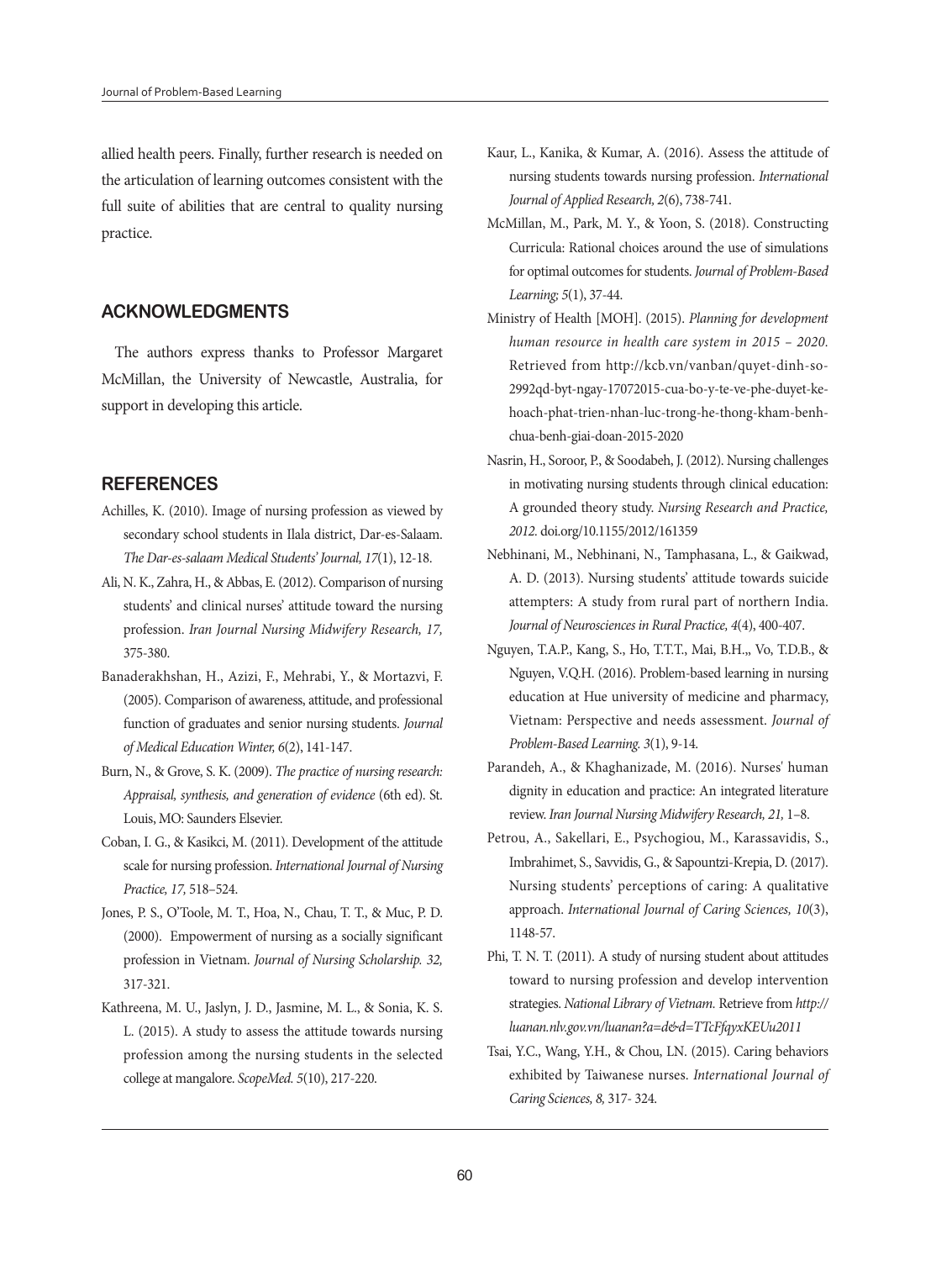allied health peers. Finally, further research is needed on the articulation of learning outcomes consistent with the full suite of abilities that are central to quality nursing practice.

## ACKNOWLEDGMENTS

The authors express thanks to Professor Margaret McMillan, the University of Newcastle, Australia, for support in developing this article.

## REFERENCES

Achilles, K. (2010). Image of nursing profession as viewed by secondary school students in Ilala district, Dar-es-Salaam. *The Dar-es-salaam Medical Students' Journal, 17*(1), 12-18.

Ali, N. K., Zahra, H., & Abbas, E. (2012). Comparison of nursing students' and clinical nurses' attitude toward the nursing profession. *Iran Journal Nursing Midwifery Research, 17,* 375-380.

Banaderakhshan, H., Azizi, F., Mehrabi, Y., & Mortazvi, F. (2005). Comparison of awareness, attitude, and professional function of graduates and senior nursing students. *Journal of Medical Education Winter, 6*(2), 141-147.

Burn, N., & Grove, S. K. (2009). *The practice of nursing research: Appraisal, synthesis, and generation of evidence* (6th ed). St. Louis, MO: Saunders Elsevier.

Coban, I. G., & Kasikci, M. (2011). Development of the attitude scale for nursing profession. *International Journal of Nursing Practice, 17,* 518–524.

Jones, P. S., O'Toole, M. T., Hoa, N., Chau, T. T., & Muc, P. D. (2000). Empowerment of nursing as a socially significant profession in Vietnam. *Journal of Nursing Scholarship. 32,* 317-321.

Kathreena, M. U., Jaslyn, J. D., Jasmine, M. L., & Sonia, K. S. L. (2015). A study to assess the attitude towards nursing profession among the nursing students in the selected college at mangalore. *ScopeMed. 5*(10), 217-220.

Kaur, L., Kanika, & Kumar, A. (2016). Assess the attitude of nursing students towards nursing profession. *International Journal of Applied Research, 2*(6), 738-741.

McMillan, M., Park, M. Y., & Yoon, S. (2018). Constructing Curricula: Rational choices around the use of simulations for optimal outcomes for students. *Journal of Problem-Based Learning; 5*(1), 37-44.

Ministry of Health [MOH]. (2015). *Planning for development human resource in health care system in 2015 – 2020.* Retrieved from http://kcb.vn/vanban/quyet-dinh-so-2992qd-byt-ngay-17072015-cua-bo-y-te-ve-phe-duyet-ke-hoach-phat-trien-nhan-luc-trong-he-thong-kham-benh-chua-benh-giai-doan-2015-2020

Nasrin, H., Soroor, P., & Soodabeh, J. (2012). Nursing challenges in motivating nursing students through clinical education: A grounded theory study. *Nursing Research and Practice, 2012.* doi.org/10.1155/2012/161359

Nebhinani, M., Nebhinani, N., Tamphasana, L., & Gaikwad, A. D. (2013). Nursing students' attitude towards suicide attempters: A study from rural part of northern India. *Journal of Neurosciences in Rural Practice, 4*(4), 400-407.

Nguyen, T.A.P., Kang, S., Ho, T.T.T., Mai, B.H.,, Vo, T.D.B., & Nguyen, V.Q.H. (2016). Problem-based learning in nursing education at Hue university of medicine and pharmacy, Vietnam: Perspective and needs assessment. *Journal of Problem-Based Learning. 3*(1), 9-14.

Parandeh, A., & Khaghanizade, M. (2016). Nurses' human dignity in education and practice: An integrated literature review. *Iran Journal Nursing Midwifery Research, 21,* 1–8.

Petrou, A., Sakellari, E., Psychogiou, M., Karassavidis, S., Imbrahimet, S., Savvidis, G., & Sapountzi-Krepia, D. (2017). Nursing students' perceptions of caring: A qualitative approach. *International Journal of Caring Sciences, 10*(3), 1148-57.

Phi, T. N. T. (2011). A study of nursing student about attitudes toward to nursing profession and develop intervention strategies. *National Library of Vietnam.* Retrieve from *http://luanan.nlv.gov.vn/luanan?a=d&d=TTcFfqyxKEUu2011*

Tsai, Y.C., Wang, Y.H., & Chou, I.N. (2015). Caring behaviors exhibited by Taiwanese nurses. *International Journal of Caring Sciences, 8,* 317- 324.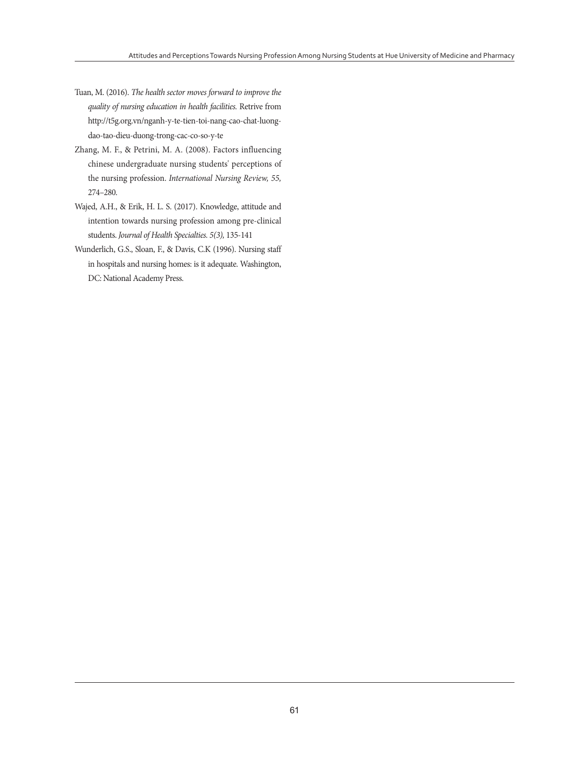Tuan, M. (2016). *The health sector moves forward to improve the quality of nursing education in health facilities.* Retrive from http://t5g.org.vn/nganh-y-te-tien-toi-nang-cao-chat-luong-dao-tao-dieu-duong-trong-cac-co-so-y-te

Zhang, M. F., & Petrini, M. A. (2008). Factors influencing chinese undergraduate nursing students' perceptions of the nursing profession. *International Nursing Review, 55,* 274–280.

Wajed, A.H., & Erik, H. L. S. (2017). Knowledge, attitude and intention towards nursing profession among pre-clinical students. *Journal of Health Specialties. 5(3),* 135-141

Wunderlich, G.S., Sloan, F., & Davis, C.K (1996). Nursing staff in hospitals and nursing homes: is it adequate. Washington, DC: National Academy Press.